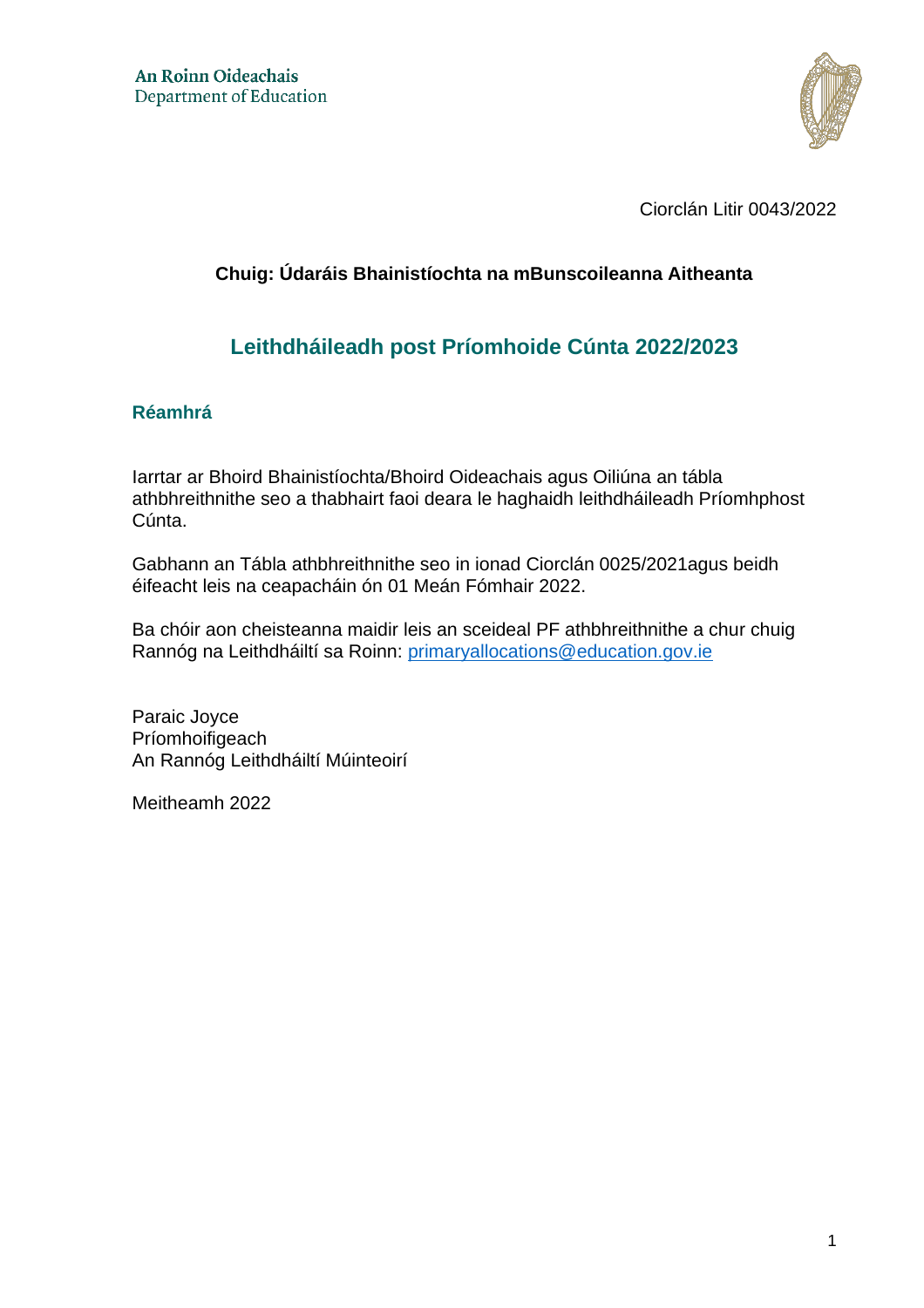An Roinn Oideachais
Department of Education

Ciorclán Litir 0043/2022

**Chuig: Údaráis Bhainistíochta na mBunscoileanna Aitheanta**

# Leithdháileadh post Príomhoide Cúnta 2022/2023

## Réamhrá

Iarrtar ar Bhoird Bhainistíochta/Bhoird Oideachais agus Oiliúna an tábla athbhreithnithe seo a thabhairt faoi deara le haghaidh leithdháileadh Príomhphost Cúnta.

Gabhann an Tábla athbhreithnithe seo in ionad Ciorclán 0025/2021agus beidh éifeacht leis na ceapacháin ón 01 Meán Fómhair 2022.

Ba chóir aon cheisteanna maidir leis an sceideal PF athbhreithnithe a chur chuig Rannóg na Leithdháiltí sa Roinn: primaryallocations@education.gov.ie

Paraic Joyce
Príomhoifigeach
An Rannóg Leithdháiltí Múinteoirí

Meitheamh 2022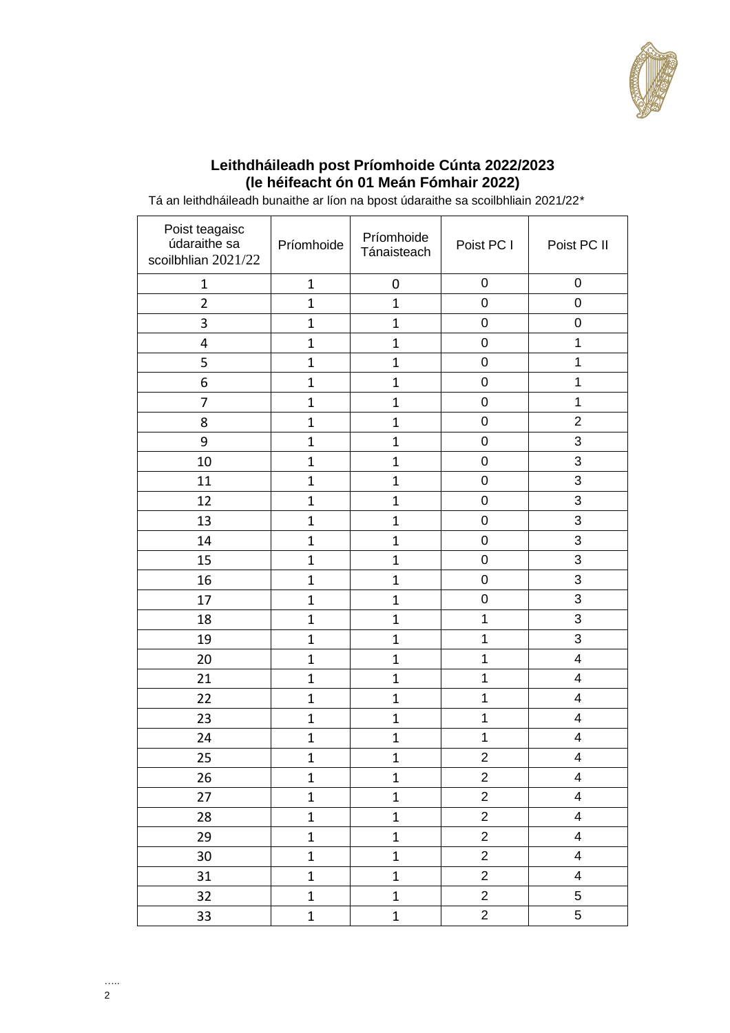**Leithdháileadh post Príomhoide Cúnta 2022/2023**
**(le héifeacht ón 01 Meán Fómhair 2022)**

Tá an leithdháileadh bunaithe ar líon na bpost údaraithe sa scoilbhliain 2021/22*

| Poist teagaisc údaraithe sa scoilbhlian 2021/22 | Príomhoide | Príomhoide Tánaisteach | Poist PC I | Poist PC II |
|---|---|---|---|---|
| 1 | 1 | 0 | 0 | 0 |
| 2 | 1 | 1 | 0 | 0 |
| 3 | 1 | 1 | 0 | 0 |
| 4 | 1 | 1 | 0 | 1 |
| 5 | 1 | 1 | 0 | 1 |
| 6 | 1 | 1 | 0 | 1 |
| 7 | 1 | 1 | 0 | 1 |
| 8 | 1 | 1 | 0 | 2 |
| 9 | 1 | 1 | 0 | 3 |
| 10 | 1 | 1 | 0 | 3 |
| 11 | 1 | 1 | 0 | 3 |
| 12 | 1 | 1 | 0 | 3 |
| 13 | 1 | 1 | 0 | 3 |
| 14 | 1 | 1 | 0 | 3 |
| 15 | 1 | 1 | 0 | 3 |
| 16 | 1 | 1 | 0 | 3 |
| 17 | 1 | 1 | 0 | 3 |
| 18 | 1 | 1 | 1 | 3 |
| 19 | 1 | 1 | 1 | 3 |
| 20 | 1 | 1 | 1 | 4 |
| 21 | 1 | 1 | 1 | 4 |
| 22 | 1 | 1 | 1 | 4 |
| 23 | 1 | 1 | 1 | 4 |
| 24 | 1 | 1 | 1 | 4 |
| 25 | 1 | 1 | 2 | 4 |
| 26 | 1 | 1 | 2 | 4 |
| 27 | 1 | 1 | 2 | 4 |
| 28 | 1 | 1 | 2 | 4 |
| 29 | 1 | 1 | 2 | 4 |
| 30 | 1 | 1 | 2 | 4 |
| 31 | 1 | 1 | 2 | 4 |
| 32 | 1 | 1 | 2 | 5 |
| 33 | 1 | 1 | 2 | 5 |

…..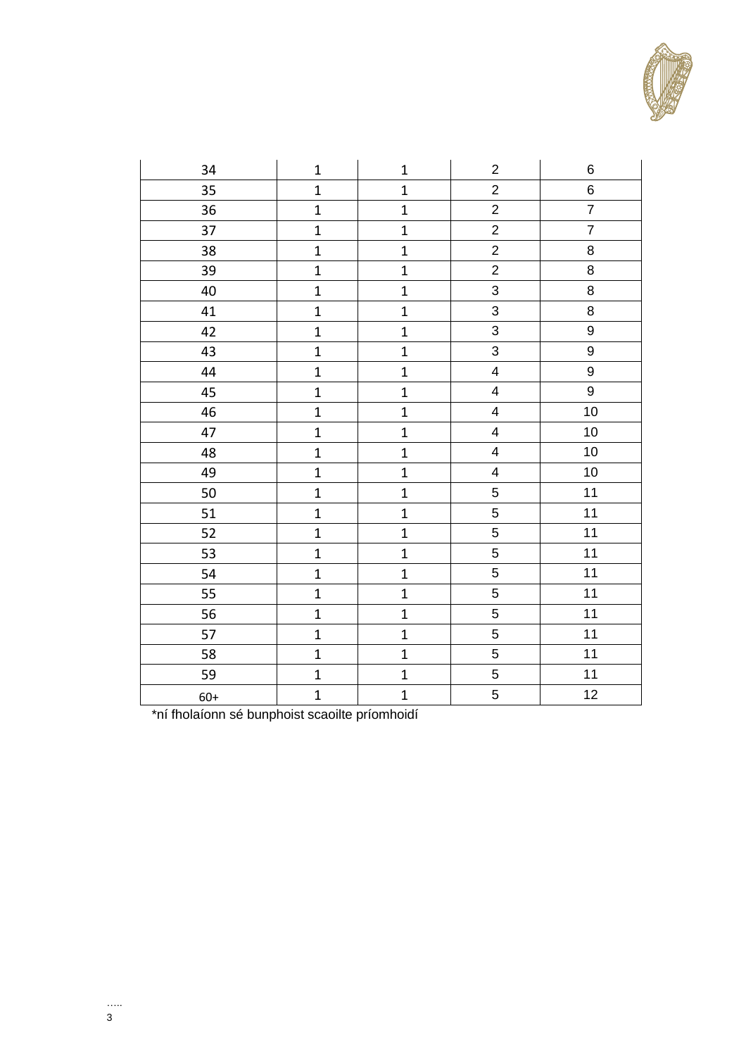| | | | | |
|---|---|---|---|---|
| 34 | 1 | 1 | 2 | 6 |
| 35 | 1 | 1 | 2 | 6 |
| 36 | 1 | 1 | 2 | 7 |
| 37 | 1 | 1 | 2 | 7 |
| 38 | 1 | 1 | 2 | 8 |
| 39 | 1 | 1 | 2 | 8 |
| 40 | 1 | 1 | 3 | 8 |
| 41 | 1 | 1 | 3 | 8 |
| 42 | 1 | 1 | 3 | 9 |
| 43 | 1 | 1 | 3 | 9 |
| 44 | 1 | 1 | 4 | 9 |
| 45 | 1 | 1 | 4 | 9 |
| 46 | 1 | 1 | 4 | 10 |
| 47 | 1 | 1 | 4 | 10 |
| 48 | 1 | 1 | 4 | 10 |
| 49 | 1 | 1 | 4 | 10 |
| 50 | 1 | 1 | 5 | 11 |
| 51 | 1 | 1 | 5 | 11 |
| 52 | 1 | 1 | 5 | 11 |
| 53 | 1 | 1 | 5 | 11 |
| 54 | 1 | 1 | 5 | 11 |
| 55 | 1 | 1 | 5 | 11 |
| 56 | 1 | 1 | 5 | 11 |
| 57 | 1 | 1 | 5 | 11 |
| 58 | 1 | 1 | 5 | 11 |
| 59 | 1 | 1 | 5 | 11 |
| 60+ | 1 | 1 | 5 | 12 |

*ní fholaíonn sé bunphoist scaoilte príomhoidí